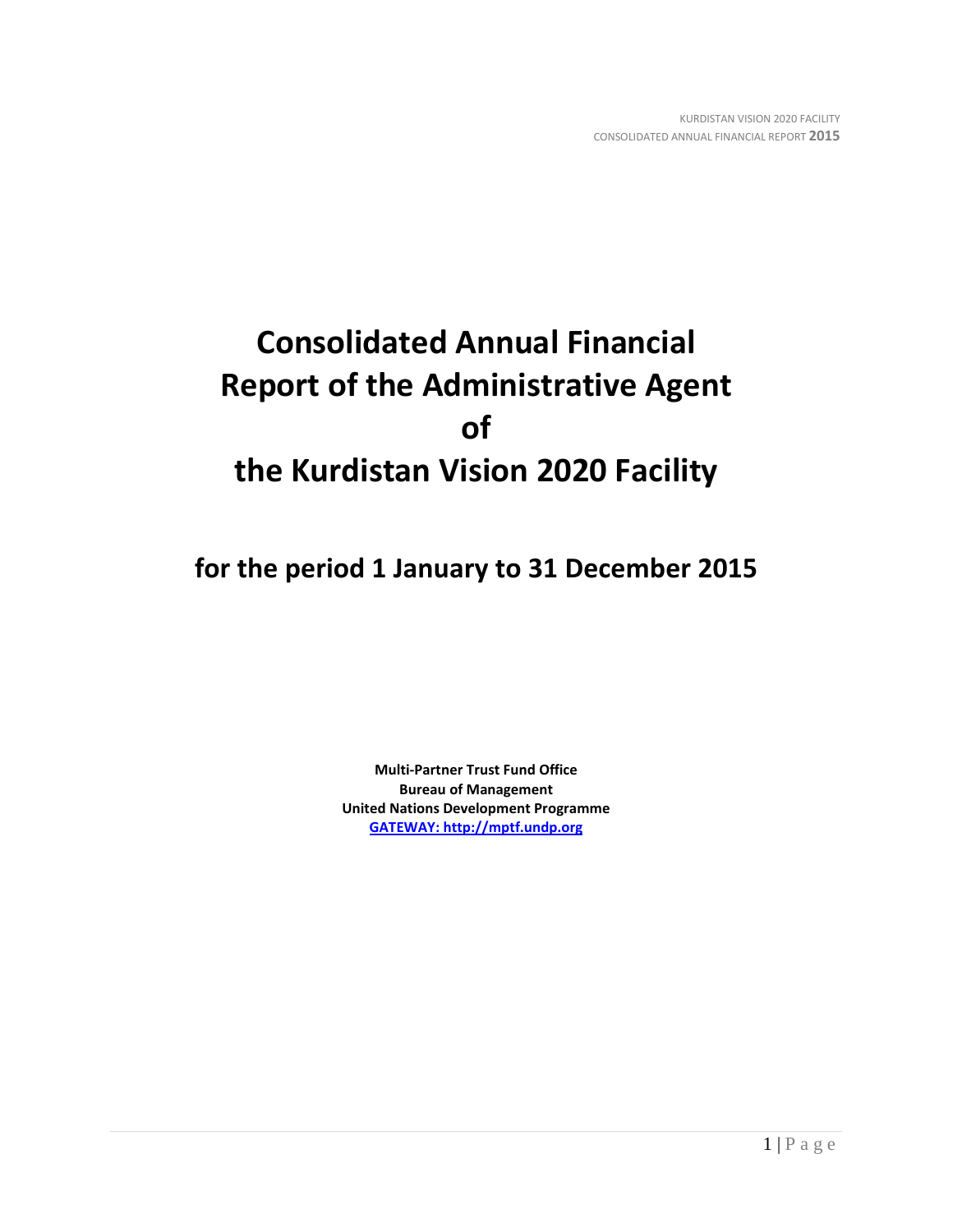# Consolidated Annual Financial Report of the Administrative Agent of the Kurdistan Vision 2020 Facility

## for the period 1 January to 31 December 2015

**Multi-Partner Trust Fund Office**
**Bureau of Management**
**United Nations Development Programme**
**GATEWAY: http://mptf.undp.org**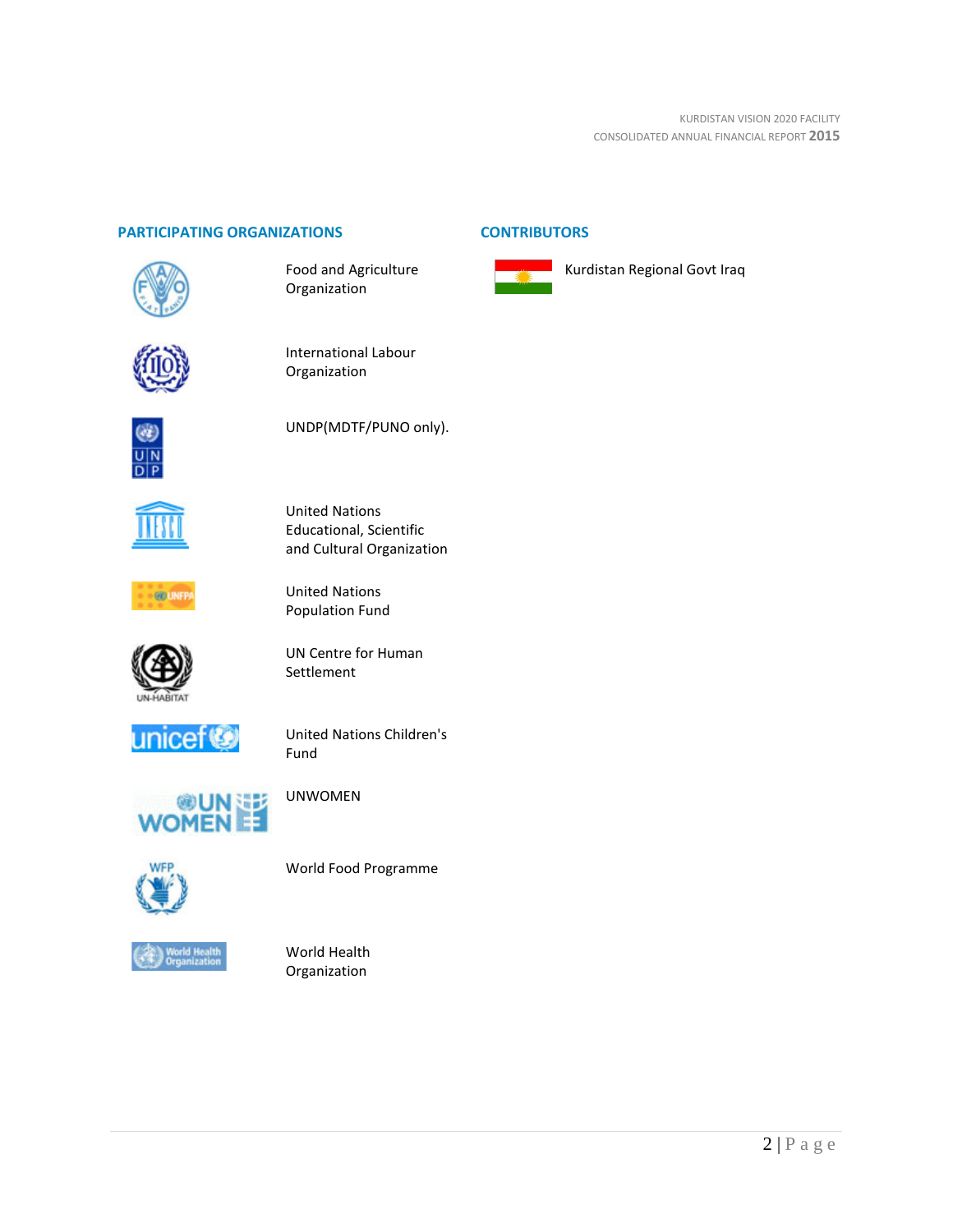## PARTICIPATING ORGANIZATIONS

- Food and Agriculture Organization
- International Labour Organization
- UNDP(MDTF/PUNO only).
- United Nations Educational, Scientific and Cultural Organization
- United Nations Population Fund
- UN Centre for Human Settlement
- United Nations Children's Fund
- UNWOMEN
- World Food Programme
- World Health Organization

## CONTRIBUTORS

- Kurdistan Regional Govt Iraq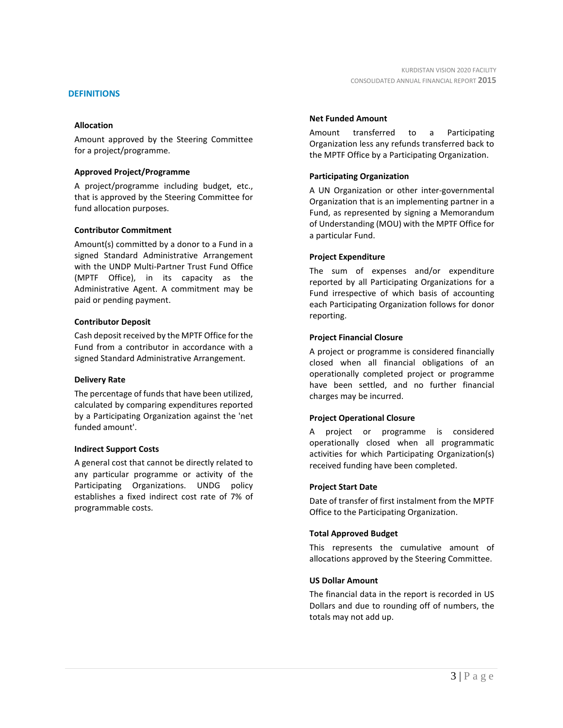## DEFINITIONS

### Allocation

Amount approved by the Steering Committee for a project/programme.

### Approved Project/Programme

A project/programme including budget, etc., that is approved by the Steering Committee for fund allocation purposes.

### Contributor Commitment

Amount(s) committed by a donor to a Fund in a signed Standard Administrative Arrangement with the UNDP Multi-Partner Trust Fund Office (MPTF Office), in its capacity as the Administrative Agent. A commitment may be paid or pending payment.

### Contributor Deposit

Cash deposit received by the MPTF Office for the Fund from a contributor in accordance with a signed Standard Administrative Arrangement.

### Delivery Rate

The percentage of funds that have been utilized, calculated by comparing expenditures reported by a Participating Organization against the 'net funded amount'.

### Indirect Support Costs

A general cost that cannot be directly related to any particular programme or activity of the Participating Organizations. UNDG policy establishes a fixed indirect cost rate of 7% of programmable costs.

### Net Funded Amount

Amount transferred to a Participating Organization less any refunds transferred back to the MPTF Office by a Participating Organization.

### Participating Organization

A UN Organization or other inter-governmental Organization that is an implementing partner in a Fund, as represented by signing a Memorandum of Understanding (MOU) with the MPTF Office for a particular Fund.

### Project Expenditure

The sum of expenses and/or expenditure reported by all Participating Organizations for a Fund irrespective of which basis of accounting each Participating Organization follows for donor reporting.

### Project Financial Closure

A project or programme is considered financially closed when all financial obligations of an operationally completed project or programme have been settled, and no further financial charges may be incurred.

### Project Operational Closure

A project or programme is considered operationally closed when all programmatic activities for which Participating Organization(s) received funding have been completed.

### Project Start Date

Date of transfer of first instalment from the MPTF Office to the Participating Organization.

### Total Approved Budget

This represents the cumulative amount of allocations approved by the Steering Committee.

### US Dollar Amount

The financial data in the report is recorded in US Dollars and due to rounding off of numbers, the totals may not add up.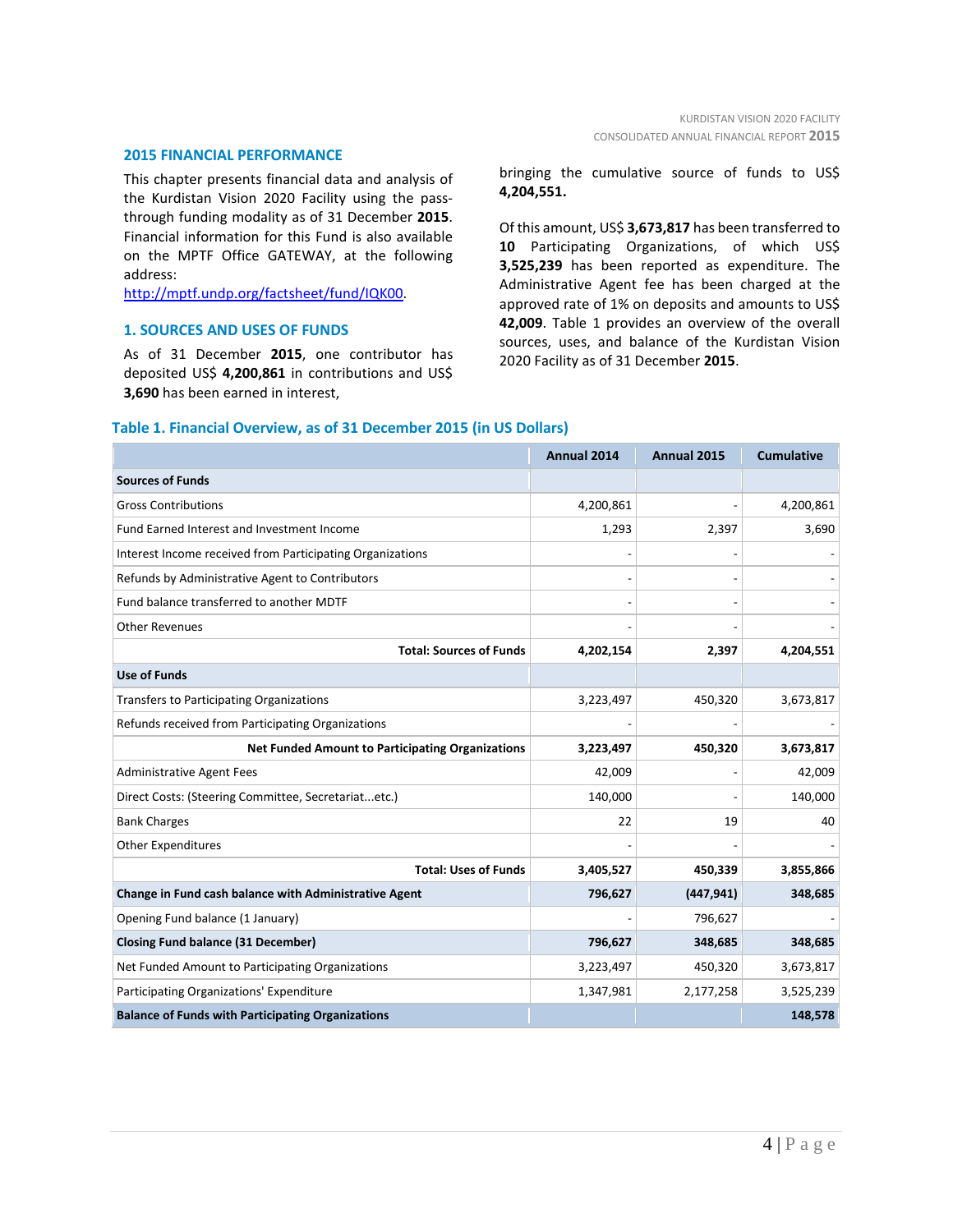## 2015 FINANCIAL PERFORMANCE

This chapter presents financial data and analysis of the Kurdistan Vision 2020 Facility using the pass-through funding modality as of 31 December **2015**. Financial information for this Fund is also available on the MPTF Office GATEWAY, at the following address: [http://mptf.undp.org/factsheet/fund/IQK00](http://mptf.undp.org/factsheet/fund/IQK00).

### 1. SOURCES AND USES OF FUNDS

As of 31 December **2015**, one contributor has deposited US$ **4,200,861** in contributions and US$ **3,690** has been earned in interest, bringing the cumulative source of funds to US$ **4,204,551.**

Of this amount, US$ **3,673,817** has been transferred to **10** Participating Organizations, of which US$ **3,525,239** has been reported as expenditure. The Administrative Agent fee has been charged at the approved rate of 1% on deposits and amounts to US$ **42,009**. Table 1 provides an overview of the overall sources, uses, and balance of the Kurdistan Vision 2020 Facility as of 31 December **2015**.

**Table 1. Financial Overview, as of 31 December 2015 (in US Dollars)**

| | Annual 2014 | Annual 2015 | Cumulative |
|---|---|---|---|
| **Sources of Funds** | | | |
| Gross Contributions | 4,200,861 | - | 4,200,861 |
| Fund Earned Interest and Investment Income | 1,293 | 2,397 | 3,690 |
| Interest Income received from Participating Organizations | - | - | - |
| Refunds by Administrative Agent to Contributors | - | - | - |
| Fund balance transferred to another MDTF | - | - | - |
| Other Revenues | - | - | - |
| **Total: Sources of Funds** | **4,202,154** | **2,397** | **4,204,551** |
| **Use of Funds** | | | |
| Transfers to Participating Organizations | 3,223,497 | 450,320 | 3,673,817 |
| Refunds received from Participating Organizations | - | - | - |
| **Net Funded Amount to Participating Organizations** | **3,223,497** | **450,320** | **3,673,817** |
| Administrative Agent Fees | 42,009 | - | 42,009 |
| Direct Costs: (Steering Committee, Secretariat...etc.) | 140,000 | - | 140,000 |
| Bank Charges | 22 | 19 | 40 |
| Other Expenditures | - | - | - |
| **Total: Uses of Funds** | **3,405,527** | **450,339** | **3,855,866** |
| **Change in Fund cash balance with Administrative Agent** | **796,627** | **(447,941)** | **348,685** |
| Opening Fund balance (1 January) | - | 796,627 | - |
| **Closing Fund balance (31 December)** | **796,627** | **348,685** | **348,685** |
| Net Funded Amount to Participating Organizations | 3,223,497 | 450,320 | 3,673,817 |
| Participating Organizations' Expenditure | 1,347,981 | 2,177,258 | 3,525,239 |
| **Balance of Funds with Participating Organizations** | | | **148,578** |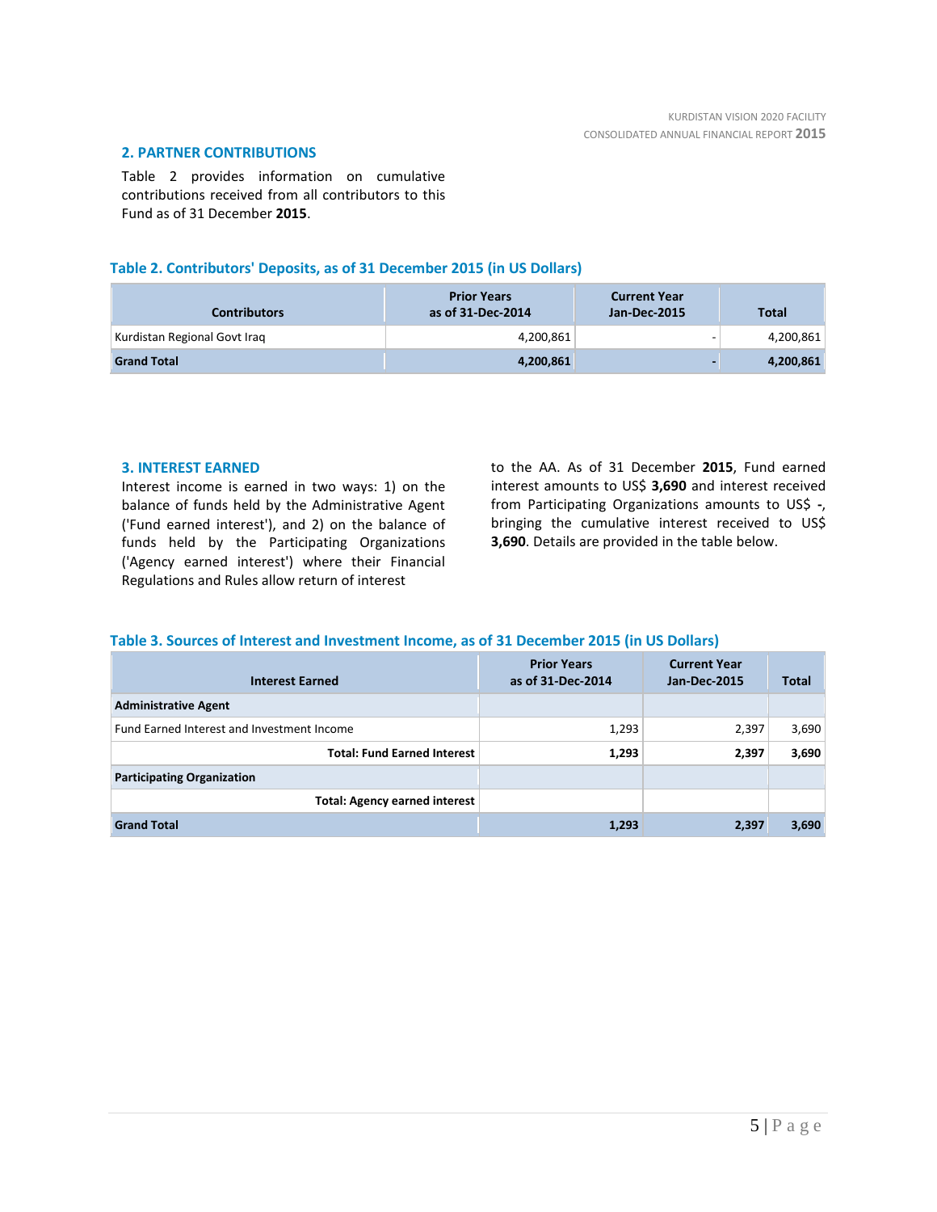## 2. PARTNER CONTRIBUTIONS

Table 2 provides information on cumulative contributions received from all contributors to this Fund as of 31 December **2015**.

**Table 2. Contributors' Deposits, as of 31 December 2015 (in US Dollars)**

| Contributors | Prior Years as of 31-Dec-2014 | Current Year Jan-Dec-2015 | Total |
|---|---:|---:|---:|
| Kurdistan Regional Govt Iraq | 4,200,861 | - | 4,200,861 |
| **Grand Total** | **4,200,861** | **-** | **4,200,861** |

## 3. INTEREST EARNED

Interest income is earned in two ways: 1) on the balance of funds held by the Administrative Agent ('Fund earned interest'), and 2) on the balance of funds held by the Participating Organizations ('Agency earned interest') where their Financial Regulations and Rules allow return of interest to the AA. As of 31 December **2015**, Fund earned interest amounts to US$ **3,690** and interest received from Participating Organizations amounts to US$ **-**, bringing the cumulative interest received to US$ **3,690**. Details are provided in the table below.

**Table 3. Sources of Interest and Investment Income, as of 31 December 2015 (in US Dollars)**

| Interest Earned | Prior Years as of 31-Dec-2014 | Current Year Jan-Dec-2015 | Total |
|---|---:|---:|---:|
| **Administrative Agent** | | | |
| Fund Earned Interest and Investment Income | 1,293 | 2,397 | 3,690 |
| **Total: Fund Earned Interest** | **1,293** | **2,397** | **3,690** |
| **Participating Organization** | | | |
| **Total: Agency earned interest** | | | |
| **Grand Total** | **1,293** | **2,397** | **3,690** |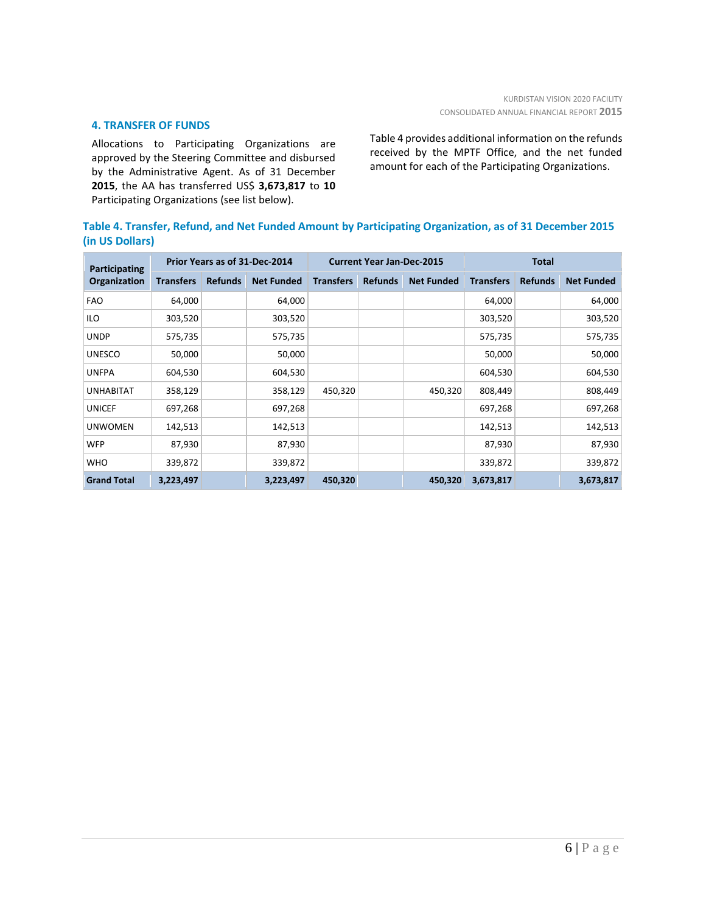## 4. TRANSFER OF FUNDS

Allocations to Participating Organizations are approved by the Steering Committee and disbursed by the Administrative Agent. As of 31 December **2015**, the AA has transferred US$ **3,673,817** to **10** Participating Organizations (see list below).

Table 4 provides additional information on the refunds received by the MPTF Office, and the net funded amount for each of the Participating Organizations.

### Table 4. Transfer, Refund, and Net Funded Amount by Participating Organization, as of 31 December 2015 (in US Dollars)

| Participating Organization | Prior Years as of 31-Dec-2014 | | | Current Year Jan-Dec-2015 | | | Total | | |
|---|---|---|---|---|---|---|---|---|---|
| | Transfers | Refunds | Net Funded | Transfers | Refunds | Net Funded | Transfers | Refunds | Net Funded |
| FAO | 64,000 | | 64,000 | | | | 64,000 | | 64,000 |
| ILO | 303,520 | | 303,520 | | | | 303,520 | | 303,520 |
| UNDP | 575,735 | | 575,735 | | | | 575,735 | | 575,735 |
| UNESCO | 50,000 | | 50,000 | | | | 50,000 | | 50,000 |
| UNFPA | 604,530 | | 604,530 | | | | 604,530 | | 604,530 |
| UNHABITAT | 358,129 | | 358,129 | 450,320 | | 450,320 | 808,449 | | 808,449 |
| UNICEF | 697,268 | | 697,268 | | | | 697,268 | | 697,268 |
| UNWOMEN | 142,513 | | 142,513 | | | | 142,513 | | 142,513 |
| WFP | 87,930 | | 87,930 | | | | 87,930 | | 87,930 |
| WHO | 339,872 | | 339,872 | | | | 339,872 | | 339,872 |
| **Grand Total** | **3,223,497** | | **3,223,497** | **450,320** | | **450,320** | **3,673,817** | | **3,673,817** |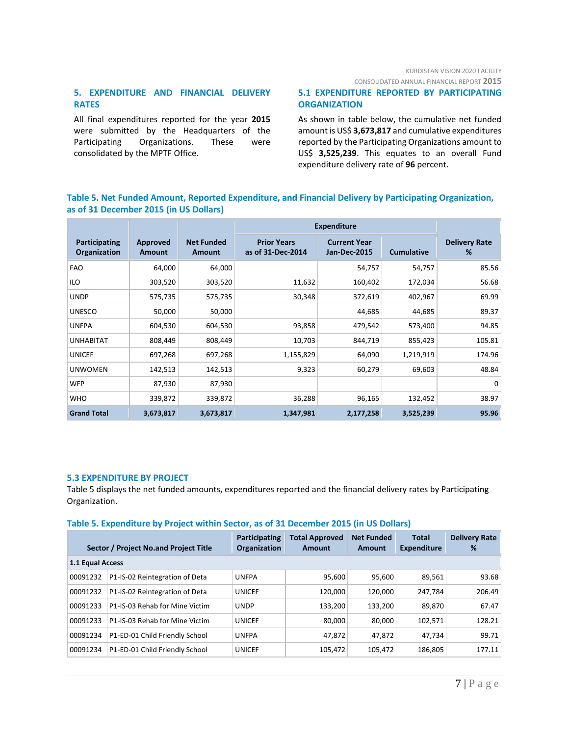## 5. EXPENDITURE AND FINANCIAL DELIVERY RATES

All final expenditures reported for the year **2015** were submitted by the Headquarters of the Participating Organizations. These were consolidated by the MPTF Office.

### 5.1 EXPENDITURE REPORTED BY PARTICIPATING ORGANIZATION

As shown in table below, the cumulative net funded amount is US$ **3,673,817** and cumulative expenditures reported by the Participating Organizations amount to US$ **3,525,239**. This equates to an overall Fund expenditure delivery rate of **96** percent.

**Table 5. Net Funded Amount, Reported Expenditure, and Financial Delivery by Participating Organization, as of 31 December 2015 (in US Dollars)**

| Participating Organization | Approved Amount | Net Funded Amount | Expenditure | | | Delivery Rate % |
|---|---|---|---|---|---|---|
| | | | Prior Years as of 31-Dec-2014 | Current Year Jan-Dec-2015 | Cumulative | |
| FAO | 64,000 | 64,000 | | 54,757 | 54,757 | 85.56 |
| ILO | 303,520 | 303,520 | 11,632 | 160,402 | 172,034 | 56.68 |
| UNDP | 575,735 | 575,735 | 30,348 | 372,619 | 402,967 | 69.99 |
| UNESCO | 50,000 | 50,000 | | 44,685 | 44,685 | 89.37 |
| UNFPA | 604,530 | 604,530 | 93,858 | 479,542 | 573,400 | 94.85 |
| UNHABITAT | 808,449 | 808,449 | 10,703 | 844,719 | 855,423 | 105.81 |
| UNICEF | 697,268 | 697,268 | 1,155,829 | 64,090 | 1,219,919 | 174.96 |
| UNWOMEN | 142,513 | 142,513 | 9,323 | 60,279 | 69,603 | 48.84 |
| WFP | 87,930 | 87,930 | | | | 0 |
| WHO | 339,872 | 339,872 | 36,288 | 96,165 | 132,452 | 38.97 |
| **Grand Total** | **3,673,817** | **3,673,817** | **1,347,981** | **2,177,258** | **3,525,239** | **95.96** |

### 5.3 EXPENDITURE BY PROJECT

Table 5 displays the net funded amounts, expenditures reported and the financial delivery rates by Participating Organization.

**Table 5. Expenditure by Project within Sector, as of 31 December 2015 (in US Dollars)**

| Sector / Project No.and Project Title | | Participating Organization | Total Approved Amount | Net Funded Amount | Total Expenditure | Delivery Rate % |
|---|---|---|---|---|---|---|
| **1.1 Equal Access** | | | | | | |
| 00091232 | P1-IS-02 Reintegration of Deta | UNFPA | 95,600 | 95,600 | 89,561 | 93.68 |
| 00091232 | P1-IS-02 Reintegration of Deta | UNICEF | 120,000 | 120,000 | 247,784 | 206.49 |
| 00091233 | P1-IS-03 Rehab for Mine Victim | UNDP | 133,200 | 133,200 | 89,870 | 67.47 |
| 00091233 | P1-IS-03 Rehab for Mine Victim | UNICEF | 80,000 | 80,000 | 102,571 | 128.21 |
| 00091234 | P1-ED-01 Child Friendly School | UNFPA | 47,872 | 47,872 | 47,734 | 99.71 |
| 00091234 | P1-ED-01 Child Friendly School | UNICEF | 105,472 | 105,472 | 186,805 | 177.11 |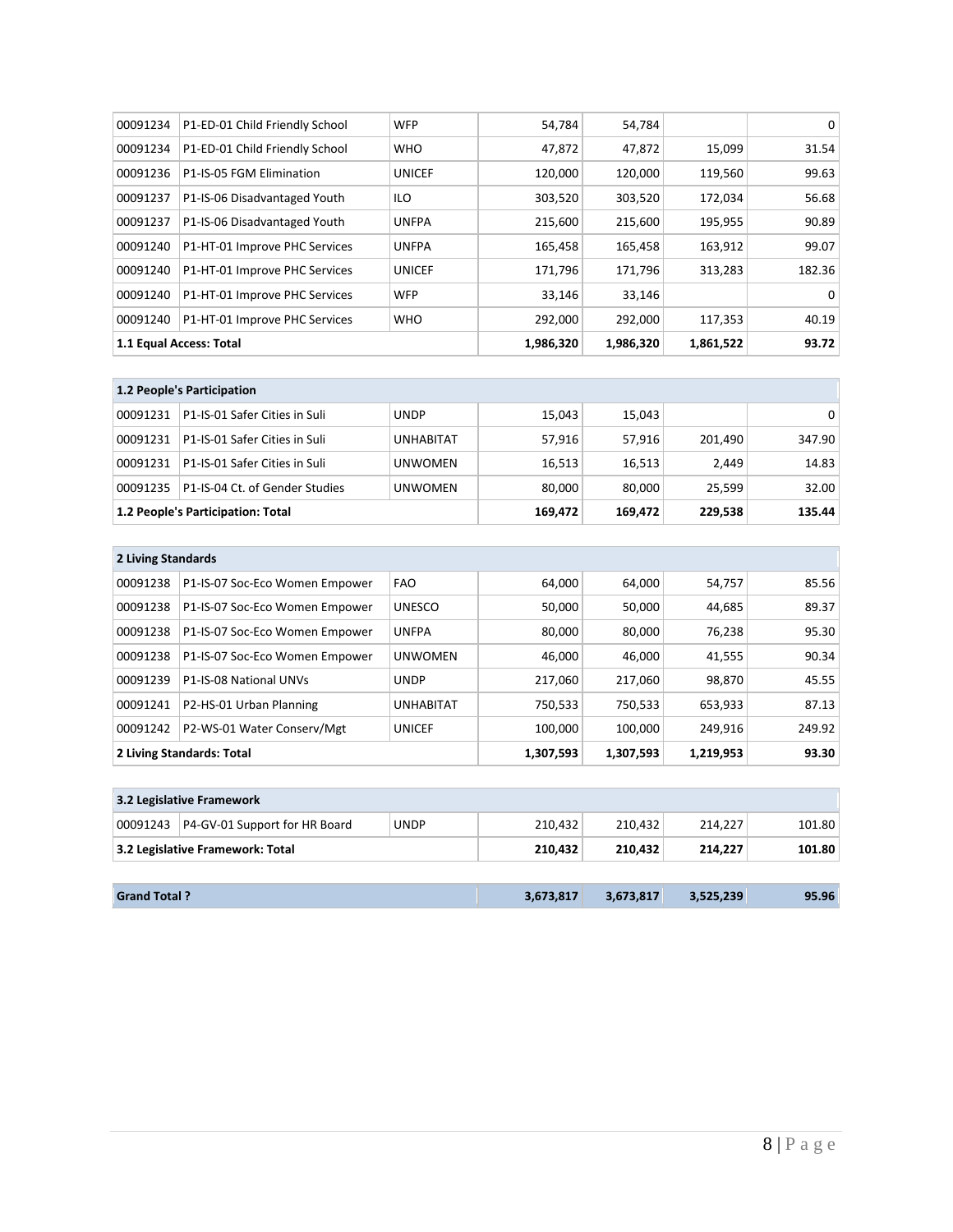| | | | | | | |
|---|---|---|---|---|---|---|
| 00091234 | P1-ED-01 Child Friendly School | WFP | 54,784 | 54,784 | | 0 |
| 00091234 | P1-ED-01 Child Friendly School | WHO | 47,872 | 47,872 | 15,099 | 31.54 |
| 00091236 | P1-IS-05 FGM Elimination | UNICEF | 120,000 | 120,000 | 119,560 | 99.63 |
| 00091237 | P1-IS-06 Disadvantaged Youth | ILO | 303,520 | 303,520 | 172,034 | 56.68 |
| 00091237 | P1-IS-06 Disadvantaged Youth | UNFPA | 215,600 | 215,600 | 195,955 | 90.89 |
| 00091240 | P1-HT-01 Improve PHC Services | UNFPA | 165,458 | 165,458 | 163,912 | 99.07 |
| 00091240 | P1-HT-01 Improve PHC Services | UNICEF | 171,796 | 171,796 | 313,283 | 182.36 |
| 00091240 | P1-HT-01 Improve PHC Services | WFP | 33,146 | 33,146 | | 0 |
| 00091240 | P1-HT-01 Improve PHC Services | WHO | 292,000 | 292,000 | 117,353 | 40.19 |
| **1.1 Equal Access: Total** | | | **1,986,320** | **1,986,320** | **1,861,522** | **93.72** |

| | | | | | | |
|---|---|---|---|---|---|---|
| **1.2 People's Participation** | | | | | | |
| 00091231 | P1-IS-01 Safer Cities in Suli | UNDP | 15,043 | 15,043 | | 0 |
| 00091231 | P1-IS-01 Safer Cities in Suli | UNHABITAT | 57,916 | 57,916 | 201,490 | 347.90 |
| 00091231 | P1-IS-01 Safer Cities in Suli | UNWOMEN | 16,513 | 16,513 | 2,449 | 14.83 |
| 00091235 | P1-IS-04 Ct. of Gender Studies | UNWOMEN | 80,000 | 80,000 | 25,599 | 32.00 |
| **1.2 People's Participation: Total** | | | **169,472** | **169,472** | **229,538** | **135.44** |

| | | | | | | |
|---|---|---|---|---|---|---|
| **2 Living Standards** | | | | | | |
| 00091238 | P1-IS-07 Soc-Eco Women Empower | FAO | 64,000 | 64,000 | 54,757 | 85.56 |
| 00091238 | P1-IS-07 Soc-Eco Women Empower | UNESCO | 50,000 | 50,000 | 44,685 | 89.37 |
| 00091238 | P1-IS-07 Soc-Eco Women Empower | UNFPA | 80,000 | 80,000 | 76,238 | 95.30 |
| 00091238 | P1-IS-07 Soc-Eco Women Empower | UNWOMEN | 46,000 | 46,000 | 41,555 | 90.34 |
| 00091239 | P1-IS-08 National UNVs | UNDP | 217,060 | 217,060 | 98,870 | 45.55 |
| 00091241 | P2-HS-01 Urban Planning | UNHABITAT | 750,533 | 750,533 | 653,933 | 87.13 |
| 00091242 | P2-WS-01 Water Conserv/Mgt | UNICEF | 100,000 | 100,000 | 249,916 | 249.92 |
| **2 Living Standards: Total** | | | **1,307,593** | **1,307,593** | **1,219,953** | **93.30** |

| | | | | | | |
|---|---|---|---|---|---|---|
| **3.2 Legislative Framework** | | | | | | |
| 00091243 | P4-GV-01 Support for HR Board | UNDP | 210,432 | 210,432 | 214,227 | 101.80 |
| **3.2 Legislative Framework: Total** | | | **210,432** | **210,432** | **214,227** | **101.80** |

| | | | | |
|---|---|---|---|---|
| **Grand Total ?** | **3,673,817** | **3,673,817** | **3,525,239** | **95.96** |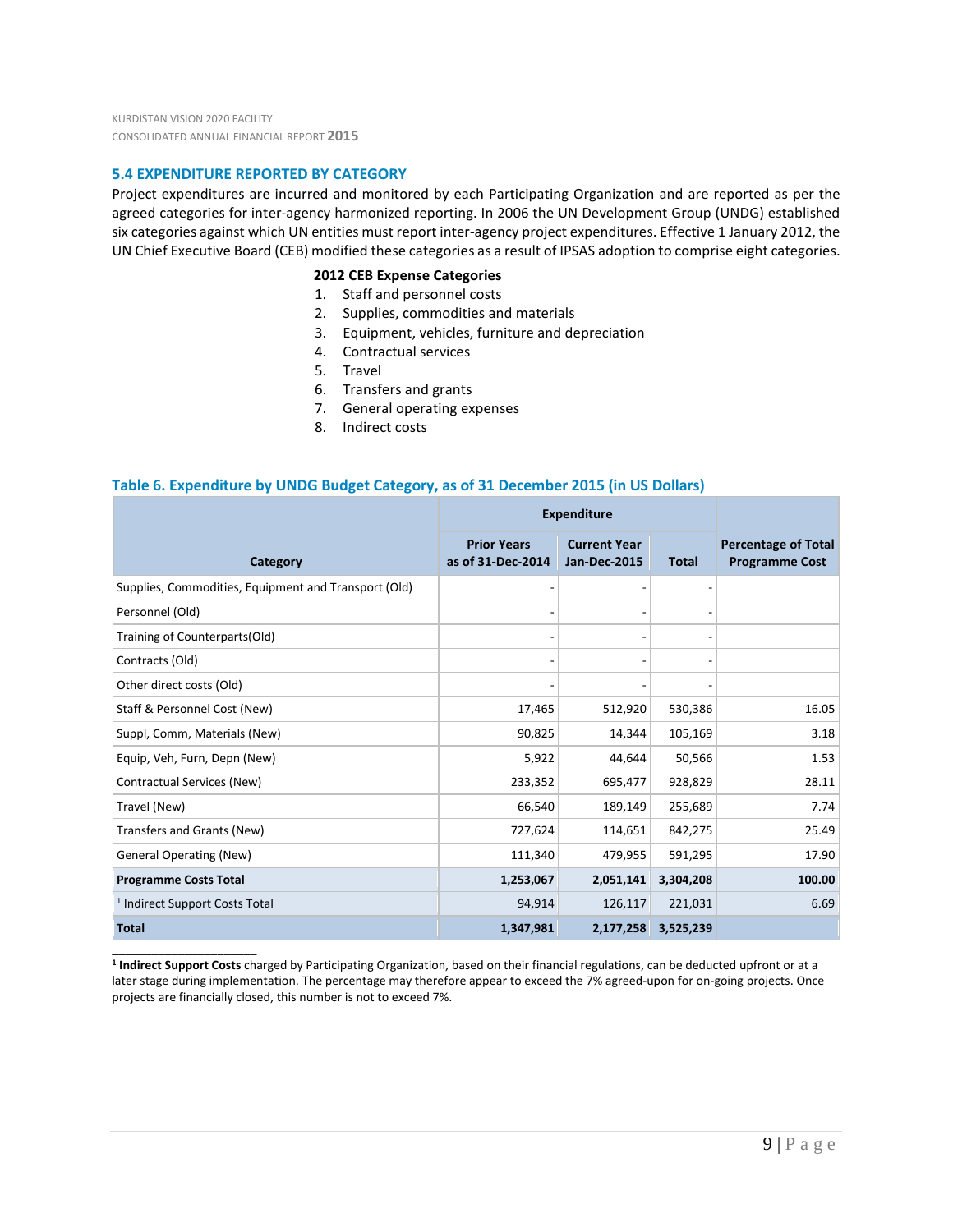## 5.4 EXPENDITURE REPORTED BY CATEGORY

Project expenditures are incurred and monitored by each Participating Organization and are reported as per the agreed categories for inter-agency harmonized reporting. In 2006 the UN Development Group (UNDG) established six categories against which UN entities must report inter-agency project expenditures. Effective 1 January 2012, the UN Chief Executive Board (CEB) modified these categories as a result of IPSAS adoption to comprise eight categories.

**2012 CEB Expense Categories**

1. Staff and personnel costs
2. Supplies, commodities and materials
3. Equipment, vehicles, furniture and depreciation
4. Contractual services
5. Travel
6. Transfers and grants
7. General operating expenses
8. Indirect costs

### Table 6. Expenditure by UNDG Budget Category, as of 31 December 2015 (in US Dollars)

| Category | Expenditure | | | Percentage of Total Programme Cost |
|---|---|---|---|---|
| | Prior Years as of 31-Dec-2014 | Current Year Jan-Dec-2015 | Total | |
| Supplies, Commodities, Equipment and Transport (Old) | - | - | - | |
| Personnel (Old) | - | - | - | |
| Training of Counterparts(Old) | - | - | - | |
| Contracts (Old) | - | - | - | |
| Other direct costs (Old) | - | - | - | |
| Staff & Personnel Cost (New) | 17,465 | 512,920 | 530,386 | 16.05 |
| Suppl, Comm, Materials (New) | 90,825 | 14,344 | 105,169 | 3.18 |
| Equip, Veh, Furn, Depn (New) | 5,922 | 44,644 | 50,566 | 1.53 |
| Contractual Services (New) | 233,352 | 695,477 | 928,829 | 28.11 |
| Travel (New) | 66,540 | 189,149 | 255,689 | 7.74 |
| Transfers and Grants (New) | 727,624 | 114,651 | 842,275 | 25.49 |
| General Operating (New) | 111,340 | 479,955 | 591,295 | 17.90 |
| **Programme Costs Total** | **1,253,067** | **2,051,141** | **3,304,208** | **100.00** |
| [1] Indirect Support Costs Total | 94,914 | 126,117 | 221,031 | 6.69 |
| **Total** | **1,347,981** | **2,177,258** | **3,525,239** | |

[1] **Indirect Support Costs** charged by Participating Organization, based on their financial regulations, can be deducted upfront or at a later stage during implementation. The percentage may therefore appear to exceed the 7% agreed-upon for on-going projects. Once projects are financially closed, this number is not to exceed 7%.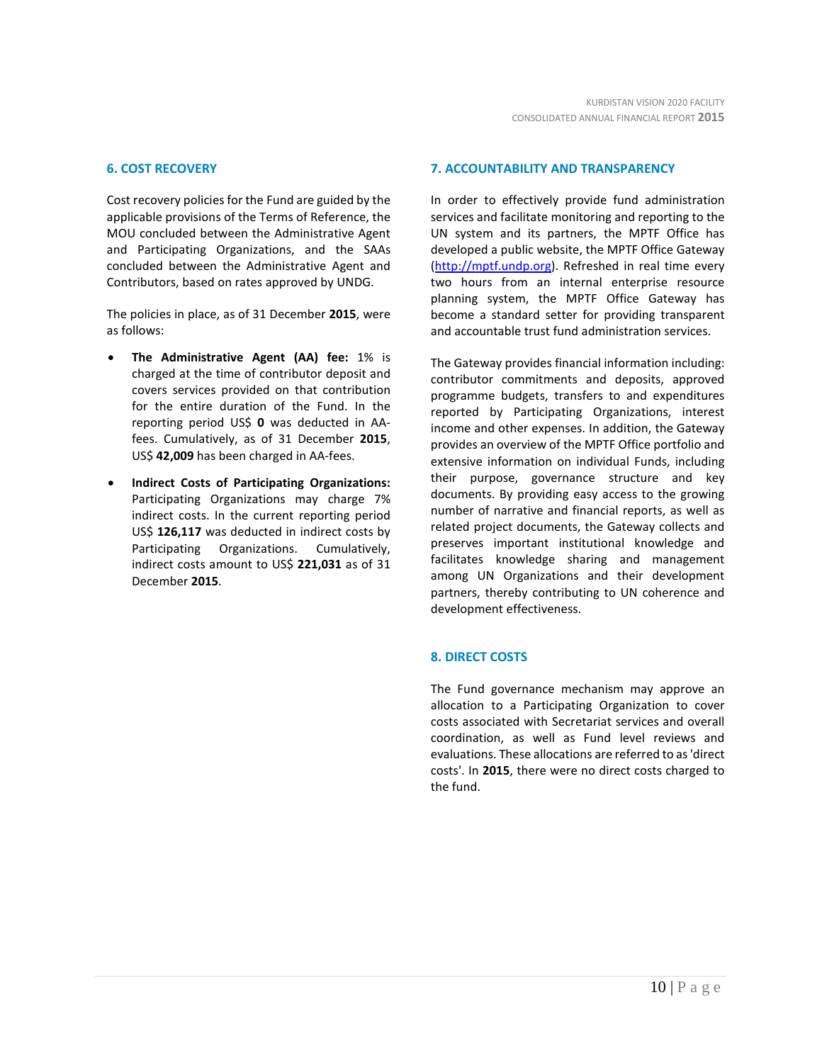## 6. COST RECOVERY

Cost recovery policies for the Fund are guided by the applicable provisions of the Terms of Reference, the MOU concluded between the Administrative Agent and Participating Organizations, and the SAAs concluded between the Administrative Agent and Contributors, based on rates approved by UNDG.

The policies in place, as of 31 December **2015**, were as follows:

- **The Administrative Agent (AA) fee:** 1% is charged at the time of contributor deposit and covers services provided on that contribution for the entire duration of the Fund. In the reporting period US$ **0** was deducted in AA-fees. Cumulatively, as of 31 December **2015**, US$ **42,009** has been charged in AA-fees.
- **Indirect Costs of Participating Organizations:** Participating Organizations may charge 7% indirect costs. In the current reporting period US$ **126,117** was deducted in indirect costs by Participating Organizations. Cumulatively, indirect costs amount to US$ **221,031** as of 31 December **2015**.

## 7. ACCOUNTABILITY AND TRANSPARENCY

In order to effectively provide fund administration services and facilitate monitoring and reporting to the UN system and its partners, the MPTF Office has developed a public website, the MPTF Office Gateway ([http://mptf.undp.org](http://mptf.undp.org)). Refreshed in real time every two hours from an internal enterprise resource planning system, the MPTF Office Gateway has become a standard setter for providing transparent and accountable trust fund administration services.

The Gateway provides financial information including: contributor commitments and deposits, approved programme budgets, transfers to and expenditures reported by Participating Organizations, interest income and other expenses. In addition, the Gateway provides an overview of the MPTF Office portfolio and extensive information on individual Funds, including their purpose, governance structure and key documents. By providing easy access to the growing number of narrative and financial reports, as well as related project documents, the Gateway collects and preserves important institutional knowledge and facilitates knowledge sharing and management among UN Organizations and their development partners, thereby contributing to UN coherence and development effectiveness.

## 8. DIRECT COSTS

The Fund governance mechanism may approve an allocation to a Participating Organization to cover costs associated with Secretariat services and overall coordination, as well as Fund level reviews and evaluations. These allocations are referred to as 'direct costs'. In **2015**, there were no direct costs charged to the fund.